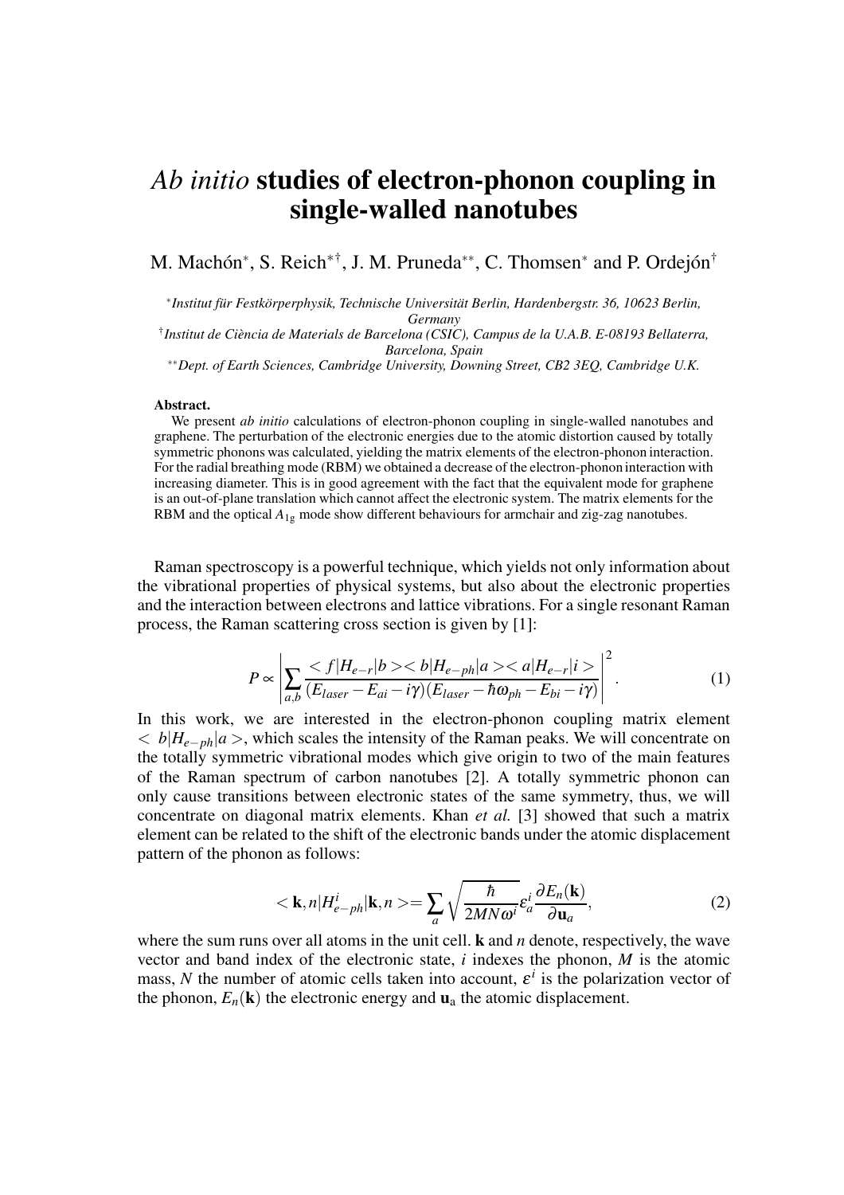# *Ab initio* studies of electron-phonon coupling in single-walled nanotubes

M. Machón[*], S. Reich[*†], J. M. Pruneda[**], C. Thomsen[*] and P. Ordejón[†]

[*] *Institut für Festkörperphysik, Technische Universität Berlin, Hardenbergstr. 36, 10623 Berlin, Germany*

[†] *Institut de Ciència de Materials de Barcelona (CSIC), Campus de la U.A.B. E-08193 Bellaterra, Barcelona, Spain*

[**] *Dept. of Earth Sciences, Cambridge University, Downing Street, CB2 3EQ, Cambridge U.K.*

**Abstract.** We present *ab initio* calculations of electron-phonon coupling in single-walled nanotubes and graphene. The perturbation of the electronic energies due to the atomic distortion caused by totally symmetric phonons was calculated, yielding the matrix elements of the electron-phonon interaction. For the radial breathing mode (RBM) we obtained a decrease of the electron-phonon interaction with increasing diameter. This is in good agreement with the fact that the equivalent mode for graphene is an out-of-plane translation which cannot affect the electronic system. The matrix elements for the RBM and the optical $A_{1g}$ mode show different behaviours for armchair and zig-zag nanotubes.

Raman spectroscopy is a powerful technique, which yields not only information about the vibrational properties of physical systems, but also about the electronic properties and the interaction between electrons and lattice vibrations. For a single resonant Raman process, the Raman scattering cross section is given by [1]:

$$P \propto \left| \sum_{a,b} \frac{<f|H_{e-r}|b><b|H_{e-ph}|a><a|H_{e-r}|i>}{(E_{laser}-E_{ai}-i\gamma)(E_{laser}-\hbar\omega_{ph}-E_{bi}-i\gamma)} \right|^2. \tag{1}$$

In this work, we are interested in the electron-phonon coupling matrix element $<b|H_{e-ph}|a>$, which scales the intensity of the Raman peaks. We will concentrate on the totally symmetric vibrational modes which give origin to two of the main features of the Raman spectrum of carbon nanotubes [2]. A totally symmetric phonon can only cause transitions between electronic states of the same symmetry, thus, we will concentrate on diagonal matrix elements. Khan *et al.* [3] showed that such a matrix element can be related to the shift of the electronic bands under the atomic displacement pattern of the phonon as follows:

$$<\mathbf{k},n|H^i_{e-ph}|\mathbf{k},n> = \sum_a \sqrt{\frac{\hbar}{2MN\omega^i}}\varepsilon^i_a \frac{\partial E_n(\mathbf{k})}{\partial \mathbf{u}_a}, \tag{2}$$

where the sum runs over all atoms in the unit cell. $\mathbf{k}$ and $n$ denote, respectively, the wave vector and band index of the electronic state, $i$ indexes the phonon, $M$ is the atomic mass, $N$ the number of atomic cells taken into account, $\varepsilon^i$ is the polarization vector of the phonon, $E_n(\mathbf{k})$ the electronic energy and $\mathbf{u}_a$ the atomic displacement.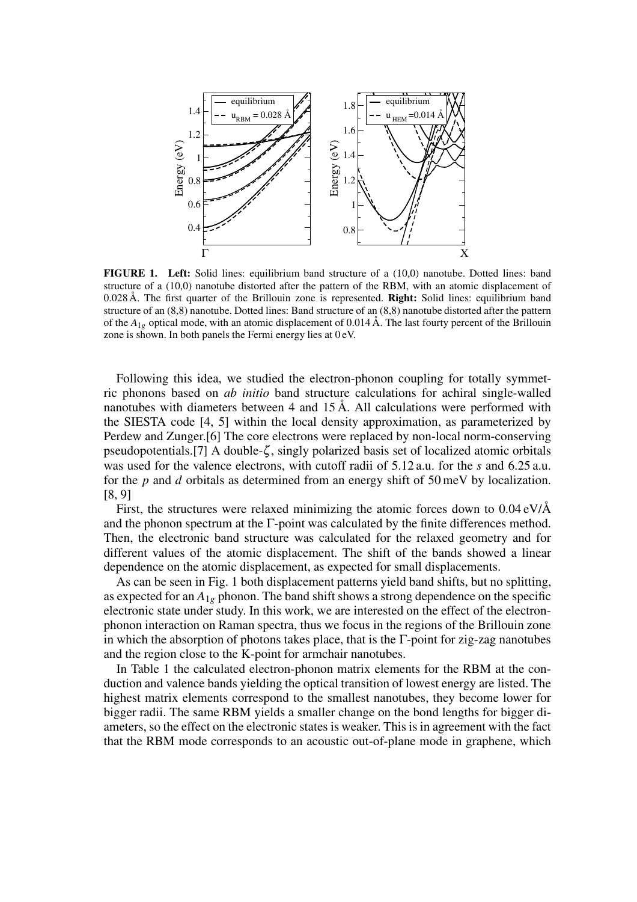**FIGURE 1. Left:** Solid lines: equilibrium band structure of a (10,0) nanotube. Dotted lines: band structure of a (10,0) nanotube distorted after the pattern of the RBM, with an atomic displacement of 0.028 Å. The first quarter of the Brillouin zone is represented. **Right:** Solid lines: equilibrium band structure of an (8,8) nanotube. Dotted lines: Band structure of an (8,8) nanotube distorted after the pattern of the $A_{1g}$ optical mode, with an atomic displacement of 0.014 Å. The last fourty percent of the Brillouin zone is shown. In both panels the Fermi energy lies at 0 eV.

Following this idea, we studied the electron-phonon coupling for totally symmetric phonons based on *ab initio* band structure calculations for achiral single-walled nanotubes with diameters between 4 and 15 Å. All calculations were performed with the SIESTA code [4, 5] within the local density approximation, as parameterized by Perdew and Zunger.[6] The core electrons were replaced by non-local norm-conserving pseudopotentials.[7] A double-$\zeta$, singly polarized basis set of localized atomic orbitals was used for the valence electrons, with cutoff radii of 5.12 a.u. for the *s* and 6.25 a.u. for the *p* and *d* orbitals as determined from an energy shift of 50 meV by localization. [8, 9]

First, the structures were relaxed minimizing the atomic forces down to 0.04 eV/Å and the phonon spectrum at the $\Gamma$-point was calculated by the finite differences method. Then, the electronic band structure was calculated for the relaxed geometry and for different values of the atomic displacement. The shift of the bands showed a linear dependence on the atomic displacement, as expected for small displacements.

As can be seen in Fig. 1 both displacement patterns yield band shifts, but no splitting, as expected for an $A_{1g}$ phonon. The band shift shows a strong dependence on the specific electronic state under study. In this work, we are interested on the effect of the electron-phonon interaction on Raman spectra, thus we focus in the regions of the Brillouin zone in which the absorption of photons takes place, that is the $\Gamma$-point for zig-zag nanotubes and the region close to the K-point for armchair nanotubes.

In Table 1 the calculated electron-phonon matrix elements for the RBM at the conduction and valence bands yielding the optical transition of lowest energy are listed. The highest matrix elements correspond to the smallest nanotubes, they become lower for bigger radii. The same RBM yields a smaller change on the bond lengths for bigger diameters, so the effect on the electronic states is weaker. This is in agreement with the fact that the RBM mode corresponds to an acoustic out-of-plane mode in graphene, which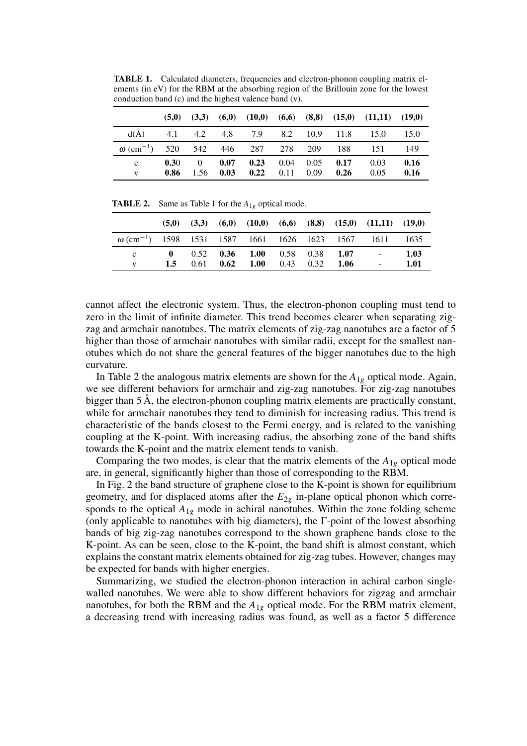**TABLE 1.** Calculated diameters, frequencies and electron-phonon coupling matrix elements (in eV) for the RBM at the absorbing region of the Brillouin zone for the lowest conduction band (c) and the highest valence band (v).

| | **(5,0)** | **(3,3)** | **(6,0)** | **(10,0)** | **(6,6)** | **(8,8)** | **(15,0)** | **(11,11)** | **(19,0)** |
|---|---|---|---|---|---|---|---|---|---|
| d(Å) | 4.1 | 4.2 | 4.8 | 7.9 | 8.2 | 10.9 | 11.8 | 15.0 | 15.0 |
| $\omega$ (cm$^{-1}$) | 520 | 542 | 446 | 287 | 278 | 209 | 188 | 151 | 149 |
| c | **0.3**0 | 0 | **0.07** | **0.23** | 0.04 | 0.05 | **0.17** | 0.03 | **0.16** |
| v | **0.86** | 1.56 | **0.03** | **0.22** | 0.11 | 0.09 | **0.26** | 0.05 | **0.16** |

**TABLE 2.** Same as Table 1 for the $A_{1g}$ optical mode.

| | **(5,0)** | **(3,3)** | **(6,0)** | **(10,0)** | **(6,6)** | **(8,8)** | **(15,0)** | **(11,11)** | **(19,0)** |
|---|---|---|---|---|---|---|---|---|---|
| $\omega$ (cm$^{-1}$) | 1598 | 1531 | 1587 | 1661 | 1626 | 1623 | 1567 | 1611 | 1635 |
| c | **0** | 0.52 | **0.36** | **1.00** | 0.58 | 0.38 | **1.07** | - | **1.03** |
| v | **1.5** | 0.61 | **0.62** | **1.00** | 0.43 | 0.32 | **1.06** | - | **1.01** |

cannot affect the electronic system. Thus, the electron-phonon coupling must tend to zero in the limit of infinite diameter. This trend becomes clearer when separating zigzag and armchair nanotubes. The matrix elements of zig-zag nanotubes are a factor of 5 higher than those of armchair nanotubes with similar radii, except for the smallest nanotubes which do not share the general features of the bigger nanotubes due to the high curvature.

In Table 2 the analogous matrix elements are shown for the $A_{1g}$ optical mode. Again, we see different behaviors for armchair and zig-zag nanotubes. For zig-zag nanotubes bigger than 5 Å, the electron-phonon coupling matrix elements are practically constant, while for armchair nanotubes they tend to diminish for increasing radius. This trend is characteristic of the bands closest to the Fermi energy, and is related to the vanishing coupling at the K-point. With increasing radius, the absorbing zone of the band shifts towards the K-point and the matrix element tends to vanish.

Comparing the two modes, is clear that the matrix elements of the $A_{1g}$ optical mode are, in general, significantly higher than those of corresponding to the RBM.

In Fig. 2 the band structure of graphene close to the K-point is shown for equilibrium geometry, and for displaced atoms after the $E_{2g}$ in-plane optical phonon which corresponds to the optical $A_{1g}$ mode in achiral nanotubes. Within the zone folding scheme (only applicable to nanotubes with big diameters), the Γ-point of the lowest absorbing bands of big zig-zag nanotubes correspond to the shown graphene bands close to the K-point. As can be seen, close to the K-point, the band shift is almost constant, which explains the constant matrix elements obtained for zig-zag tubes. However, changes may be expected for bands with higher energies.

Summarizing, we studied the electron-phonon interaction in achiral carbon single-walled nanotubes. We were able to show different behaviors for zigzag and armchair nanotubes, for both the RBM and the $A_{1g}$ optical mode. For the RBM matrix element, a decreasing trend with increasing radius was found, as well as a factor 5 difference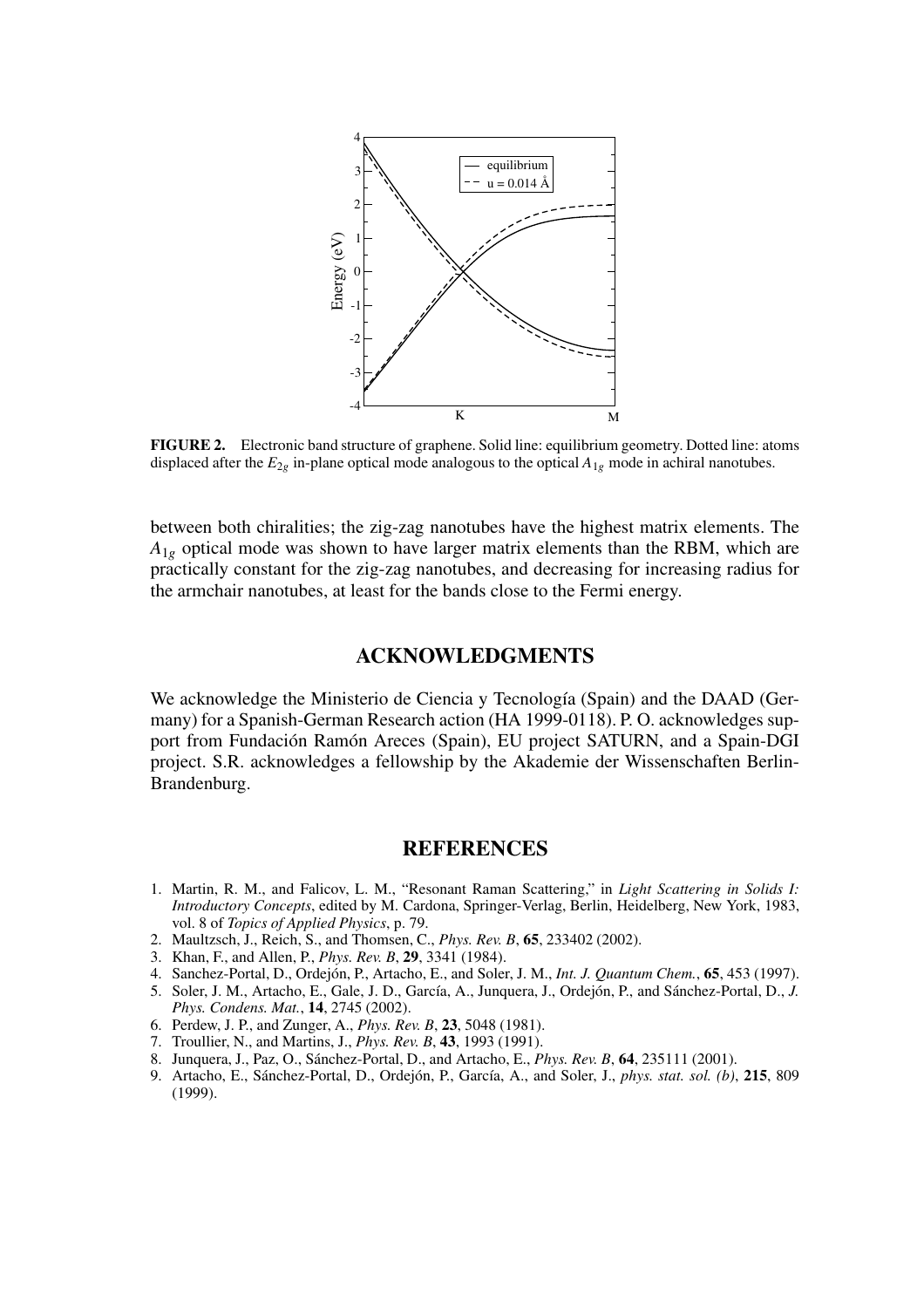4

3

2

1

0

-1

-2

-3

-4

Energy (eV)

K

M

equilibrium

u = 0.014 Å

**FIGURE 2.** Electronic band structure of graphene. Solid line: equilibrium geometry. Dotted line: atoms displaced after the $E_{2g}$ in-plane optical mode analogous to the optical $A_{1g}$ mode in achiral nanotubes.

between both chiralities; the zig-zag nanotubes have the highest matrix elements. The $A_{1g}$ optical mode was shown to have larger matrix elements than the RBM, which are practically constant for the zig-zag nanotubes, and decreasing for increasing radius for the armchair nanotubes, at least for the bands close to the Fermi energy.

## ACKNOWLEDGMENTS

We acknowledge the Ministerio de Ciencia y Tecnología (Spain) and the DAAD (Germany) for a Spanish-German Research action (HA 1999-0118). P. O. acknowledges support from Fundación Ramón Areces (Spain), EU project SATURN, and a Spain-DGI project. S.R. acknowledges a fellowship by the Akademie der Wissenschaften Berlin-Brandenburg.

## REFERENCES

1. Martin, R. M., and Falicov, L. M., "Resonant Raman Scattering," in *Light Scattering in Solids I: Introductory Concepts*, edited by M. Cardona, Springer-Verlag, Berlin, Heidelberg, New York, 1983, vol. 8 of *Topics of Applied Physics*, p. 79.
2. Maultzsch, J., Reich, S., and Thomsen, C., *Phys. Rev. B*, **65**, 233402 (2002).
3. Khan, F., and Allen, P., *Phys. Rev. B*, **29**, 3341 (1984).
4. Sanchez-Portal, D., Ordejón, P., Artacho, E., and Soler, J. M., *Int. J. Quantum Chem.*, **65**, 453 (1997).
5. Soler, J. M., Artacho, E., Gale, J. D., García, A., Junquera, J., Ordejón, P., and Sánchez-Portal, D., *J. Phys. Condens. Mat.*, **14**, 2745 (2002).
6. Perdew, J. P., and Zunger, A., *Phys. Rev. B*, **23**, 5048 (1981).
7. Troullier, N., and Martins, J., *Phys. Rev. B*, **43**, 1993 (1991).
8. Junquera, J., Paz, O., Sánchez-Portal, D., and Artacho, E., *Phys. Rev. B*, **64**, 235111 (2001).
9. Artacho, E., Sánchez-Portal, D., Ordejón, P., García, A., and Soler, J., *phys. stat. sol. (b)*, **215**, 809 (1999).